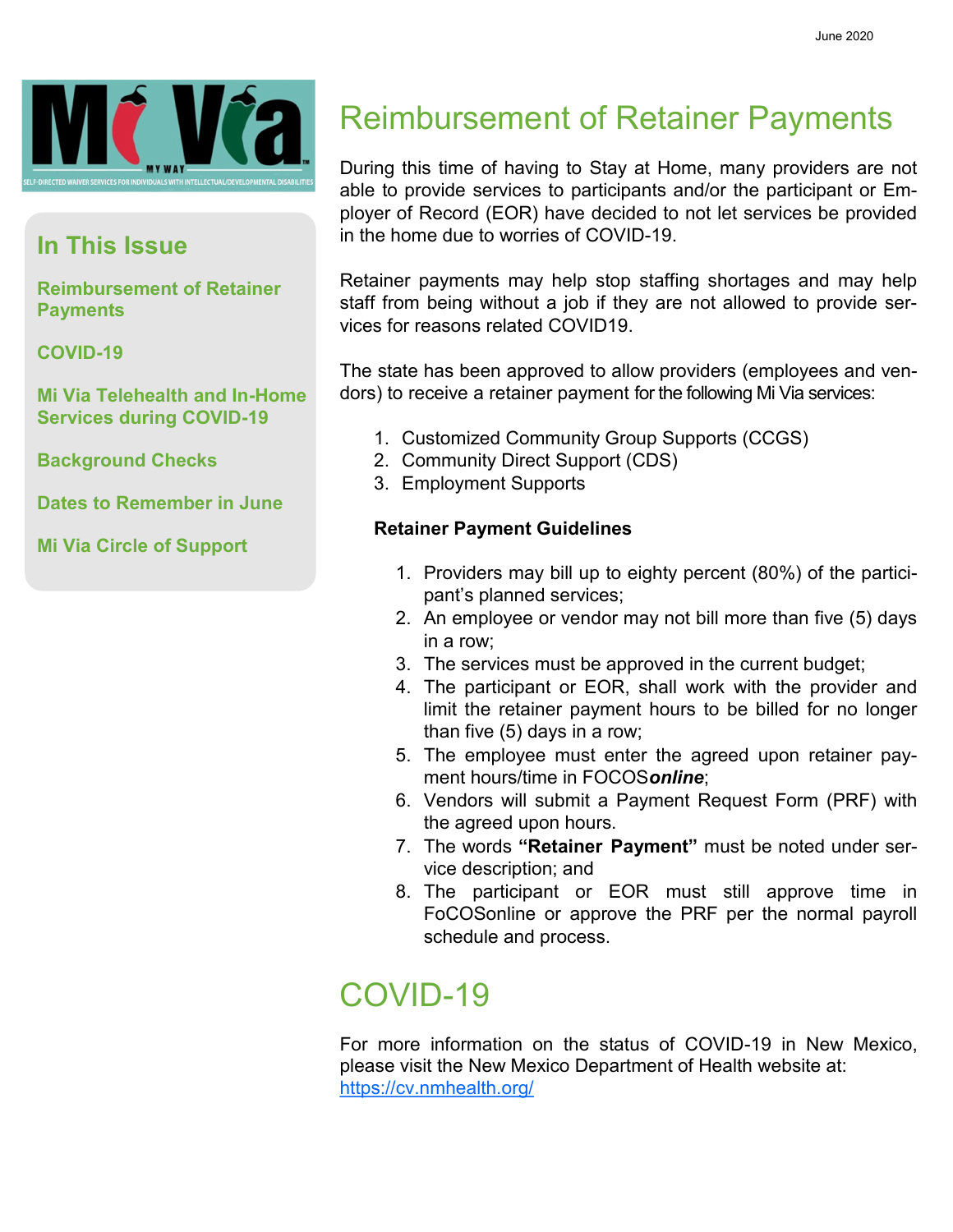June 2020

Mi Via MY WAY
SELF-DIRECTED WAIVER SERVICES FOR INDIVIDUALS WITH INTELLECTUAL/DEVELOPMENTAL DISABILITIES

## In This Issue

- Reimbursement of Retainer Payments
- COVID-19
- Mi Via Telehealth and In-Home Services during COVID-19
- Background Checks
- Dates to Remember in June
- Mi Via Circle of Support

# Reimbursement of Retainer Payments

During this time of having to Stay at Home, many providers are not able to provide services to participants and/or the participant or Employer of Record (EOR) have decided to not let services be provided in the home due to worries of COVID-19.

Retainer payments may help stop staffing shortages and may help staff from being without a job if they are not allowed to provide services for reasons related COVID19.

The state has been approved to allow providers (employees and vendors) to receive a retainer payment for the following Mi Via services:

1. Customized Community Group Supports (CCGS)
2. Community Direct Support (CDS)
3. Employment Supports

**Retainer Payment Guidelines**

1. Providers may bill up to eighty percent (80%) of the participant's planned services;
2. An employee or vendor may not bill more than five (5) days in a row;
3. The services must be approved in the current budget;
4. The participant or EOR, shall work with the provider and limit the retainer payment hours to be billed for no longer than five (5) days in a row;
5. The employee must enter the agreed upon retainer payment hours/time in FOCOS***online***;
6. Vendors will submit a Payment Request Form (PRF) with the agreed upon hours.
7. The words **"Retainer Payment"** must be noted under service description; and
8. The participant or EOR must still approve time in FoCOSonline or approve the PRF per the normal payroll schedule and process.

# COVID-19

For more information on the status of COVID-19 in New Mexico, please visit the New Mexico Department of Health website at: [https://cv.nmhealth.org/](https://cv.nmhealth.org/)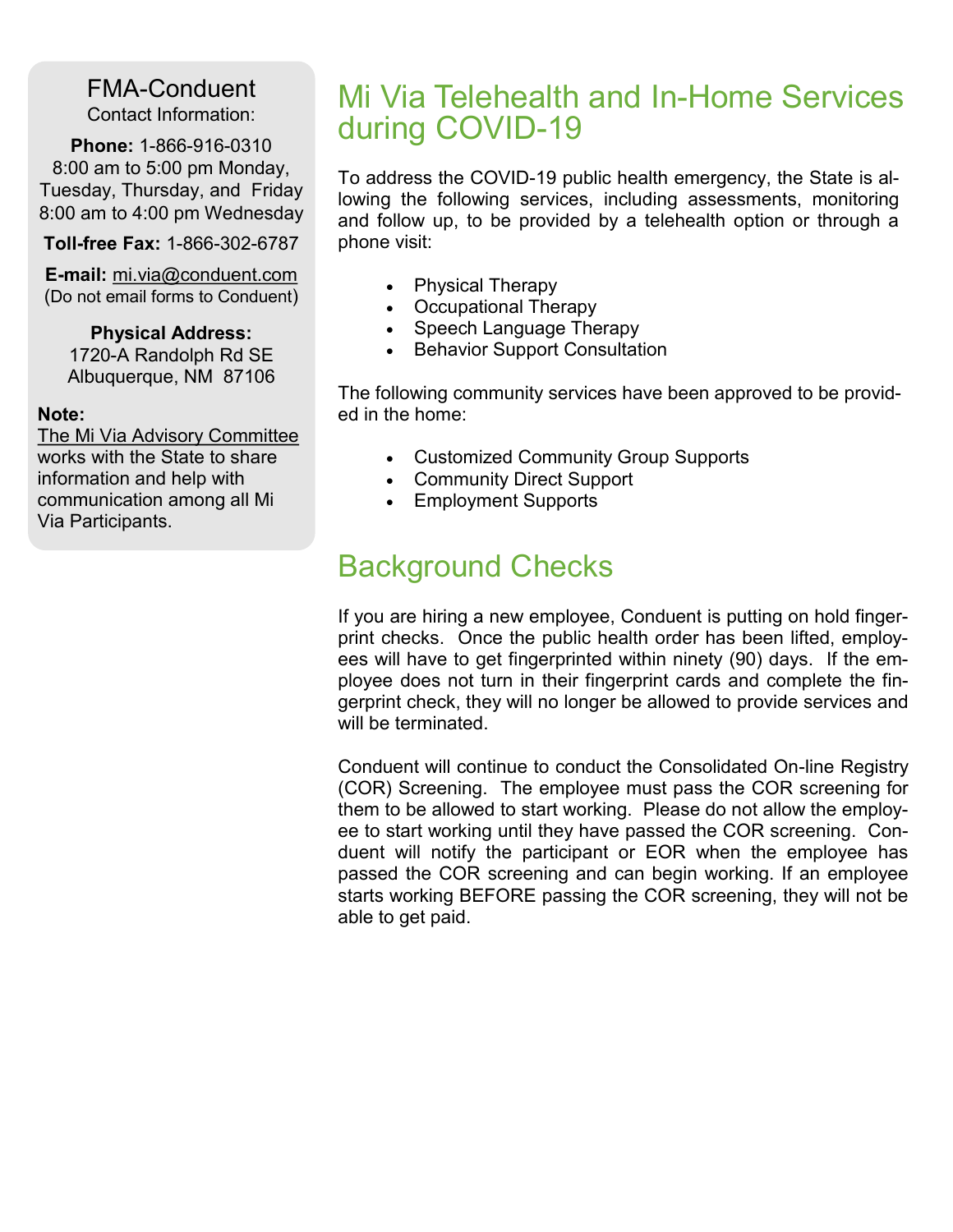# Mi Via Telehealth and In-Home Services during COVID-19

To address the COVID-19 public health emergency, the State is allowing the following services, including assessments, monitoring and follow up, to be provided by a telehealth option or through a phone visit:

- Physical Therapy
- Occupational Therapy
- Speech Language Therapy
- Behavior Support Consultation

The following community services have been approved to be provided in the home:

- Customized Community Group Supports
- Community Direct Support
- Employment Supports

# Background Checks

If you are hiring a new employee, Conduent is putting on hold fingerprint checks. Once the public health order has been lifted, employees will have to get fingerprinted within ninety (90) days. If the employee does not turn in their fingerprint cards and complete the fingerprint check, they will no longer be allowed to provide services and will be terminated.

Conduent will continue to conduct the Consolidated On-line Registry (COR) Screening. The employee must pass the COR screening for them to be allowed to start working. Please do not allow the employee to start working until they have passed the COR screening. Conduent will notify the participant or EOR when the employee has passed the COR screening and can begin working. If an employee starts working BEFORE passing the COR screening, they will not be able to get paid.

## FMA-Conduent

Contact Information:

**Phone:** 1-866-916-0310
8:00 am to 5:00 pm Monday, Tuesday, Thursday, and Friday
8:00 am to 4:00 pm Wednesday

**Toll-free Fax:** 1-866-302-6787

**E-mail:** mi.via@conduent.com
(Do not email forms to Conduent)

**Physical Address:**
1720-A Randolph Rd SE
Albuquerque, NM 87106

**Note:**
The Mi Via Advisory Committee works with the State to share information and help with communication among all Mi Via Participants.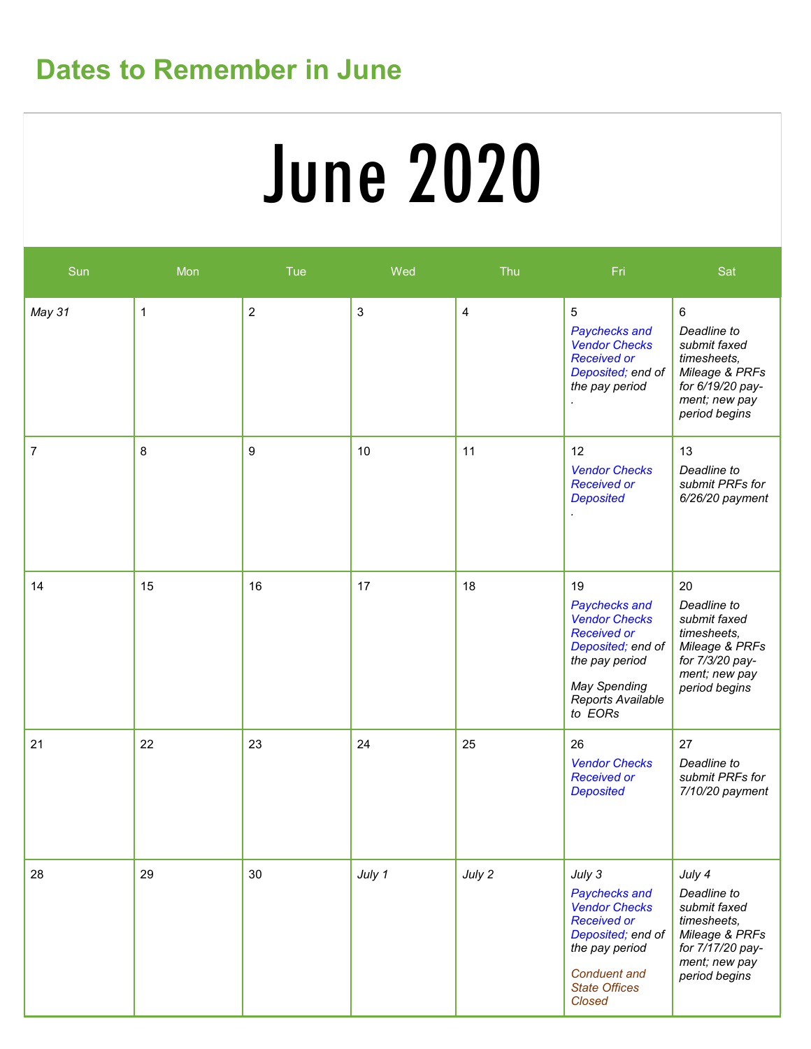## Dates to Remember in June

# June 2020

| Sun | Mon | Tue | Wed | Thu | Fri | Sat |
|---|---|---|---|---|---|---|
| *May 31* | 1 | 2 | 3 | 4 | 5 *Paycheks and Vendor Checks Received or Deposited;* *end of the pay period* . | 6 *Deadline to submit faxed timesheets, Mileage & PRFs for 6/19/20 payment; new pay period begins* |
| 7 | 8 | 9 | 10 | 11 | 12 *Vendor Checks Received or Deposited* . | 13 *Deadline to submit PRFs for 6/26/20 payment* |
| 14 | 15 | 16 | 17 | 18 | 19 *Paychecks and Vendor Checks Received or Deposited; end of the pay period* *May Spending Reports Available to EORs* | 20 *Deadline to submit faxed timesheets, Mileage & PRFs for 7/3/20 payment; new pay period begins* |
| 21 | 22 | 23 | 24 | 25 | 26 *Vendor Checks Received or Deposited* | 27 *Deadline to submit PRFs for 7/10/20 payment* |
| 28 | 29 | 30 | *July 1* | *July 2* | *July 3* *Paychecks and Vendor Checks Received or Deposited; end of the pay period* *Conduent and State Offices Closed* | *July 4* *Deadline to submit faxed timesheets, Mileage & PRFs for 7/17/20 payment; new pay period begins* |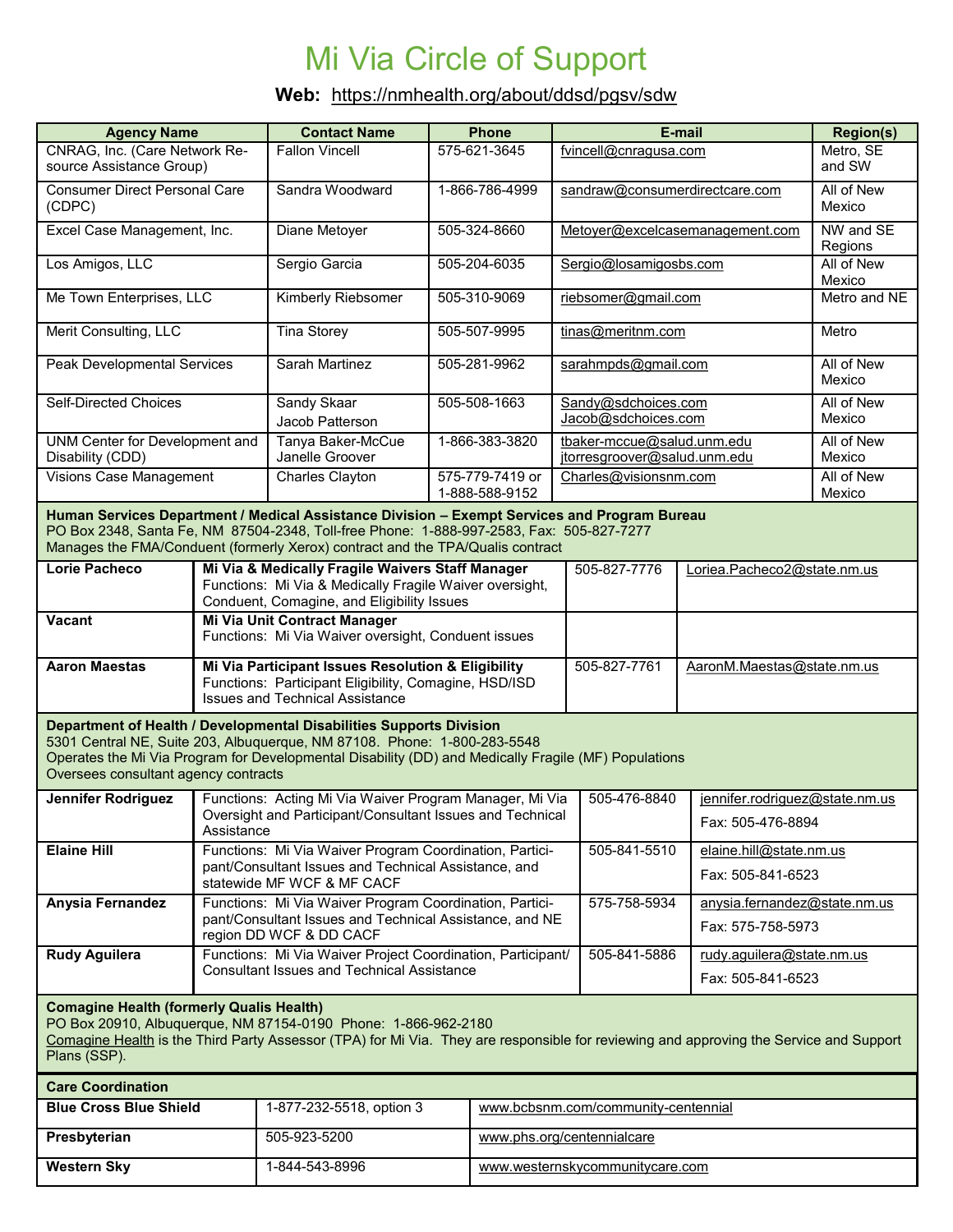# Mi Via Circle of Support

**Web:** https://nmhealth.org/about/ddsd/pgsv/sdw

| Agency Name | Contact Name | Phone | E-mail | Region(s) |
|---|---|---|---|---|
| CNRAG, Inc. (Care Network Resource Assistance Group) | Fallon Vincell | 575-621-3645 | fvincell@cnragusa.com | Metro, SE and SW |
| Consumer Direct Personal Care (CDPC) | Sandra Woodward | 1-866-786-4999 | sandraw@consumerdirectcare.com | All of New Mexico |
| Excel Case Management, Inc. | Diane Metoyer | 505-324-8660 | Metoyer@excelcasemanagement.com | NW and SE Regions |
| Los Amigos, LLC | Sergio Garcia | 505-204-6035 | Sergio@losamigosbs.com | All of New Mexico |
| Me Town Enterprises, LLC | Kimberly Riebsomer | 505-310-9069 | riebsomer@gmail.com | Metro and NE |
| Merit Consulting, LLC | Tina Storey | 505-507-9995 | tinas@meritnm.com | Metro |
| Peak Developmental Services | Sarah Martinez | 505-281-9962 | sarahmpds@gmail.com | All of New Mexico |
| Self-Directed Choices | Sandy Skaar<br>Jacob Patterson | 505-508-1663 | Sandy@sdchoices.com<br>Jacob@sdchoices.com | All of New Mexico |
| UNM Center for Development and Disability (CDD) | Tanya Baker-McCue<br>Janelle Groover | 1-866-383-3820 | tbaker-mccue@salud.unm.edu<br>jtorresgroover@salud.unm.edu | All of New Mexico |
| Visions Case Management | Charles Clayton | 575-779-7419 or 1-888-588-9152 | Charles@visionsnm.com | All of New Mexico |

**Human Services Department / Medical Assistance Division – Exempt Services and Program Bureau**
PO Box 2348, Santa Fe, NM 87504-2348, Toll-free Phone: 1-888-997-2583, Fax: 505-827-7277
Manages the FMA/Conduent (formerly Xerox) contract and the TPA/Qualis contract

| | | | |
|---|---|---|---|
| **Lorie Pacheco** | **Mi Via & Medically Fragile Waivers Staff Manager**<br>Functions: Mi Via & Medically Fragile Waiver oversight, Conduent, Comagine, and Eligibility Issues | 505-827-7776 | Loriea.Pacheco2@state.nm.us |
| **Vacant** | **Mi Via Unit Contract Manager**<br>Functions: Mi Via Waiver oversight, Conduent issues | | |
| **Aaron Maestas** | **Mi Via Participant Issues Resolution & Eligibility**<br>Functions: Participant Eligibility, Comagine, HSD/ISD Issues and Technical Assistance | 505-827-7761 | AaronM.Maestas@state.nm.us |

**Department of Health / Developmental Disabilities Supports Division**
5301 Central NE, Suite 203, Albuquerque, NM 87108. Phone: 1-800-283-5548
Operates the Mi Via Program for Developmental Disability (DD) and Medically Fragile (MF) Populations
Oversees consultant agency contracts

| | | | |
|---|---|---|---|
| **Jennifer Rodriguez** | Functions: Acting Mi Via Waiver Program Manager, Mi Via Oversight and Participant/Consultant Issues and Technical Assistance | 505-476-8840 | jennifer.rodriguez@state.nm.us<br>Fax: 505-476-8894 |
| **Elaine Hill** | Functions: Mi Via Waiver Program Coordination, Participant/Consultant Issues and Technical Assistance, and statewide MF WCF & MF CACF | 505-841-5510 | elaine.hill@state.nm.us<br>Fax: 505-841-6523 |
| **Anysia Fernandez** | Functions: Mi Via Waiver Program Coordination, Participant/Consultant Issues and Technical Assistance, and NE region DD WCF & DD CACF | 575-758-5934 | anysia.fernandez@state.nm.us<br>Fax: 575-758-5973 |
| **Rudy Aguilera** | Functions: Mi Via Waiver Project Coordination, Participant/Consultant Issues and Technical Assistance | 505-841-5886 | rudy.aguilera@state.nm.us<br>Fax: 505-841-6523 |

**Comagine Health (formerly Qualis Health)**
PO Box 20910, Albuquerque, NM 87154-0190 Phone: 1-866-962-2180
Comagine Health is the Third Party Assessor (TPA) for Mi Via. They are responsible for reviewing and approving the Service and Support Plans (SSP).

**Care Coordination**

| | | |
|---|---|---|
| **Blue Cross Blue Shield** | 1-877-232-5518, option 3 | www.bcbsnm.com/community-centennial |
| **Presbyterian** | 505-923-5200 | www.phs.org/centennialcare |
| **Western Sky** | 1-844-543-8996 | www.westernskycommunitycare.com |